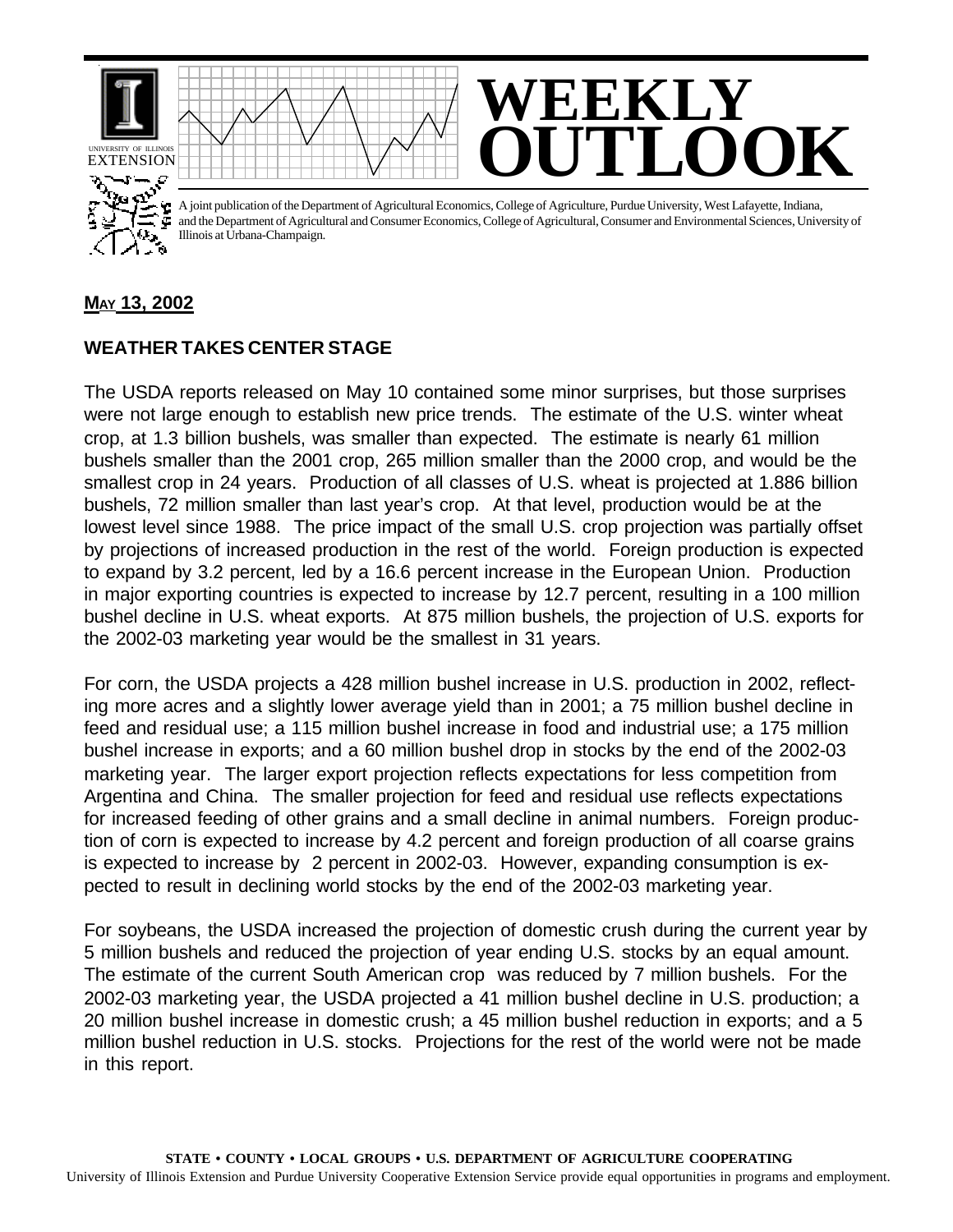# WEEKLY OUTLOOK

A joint publication of the Department of Agricultural Economics, College of Agriculture, Purdue University, West Lafayette, Indiana, and the Department of Agricultural and Consumer Economics, College of Agricultural, Consumer and Environmental Sciences, University of Illinois at Urbana-Champaign.

**MAY 13, 2002**

## WEATHER TAKES CENTER STAGE

The USDA reports released on May 10 contained some minor surprises, but those surprises were not large enough to establish new price trends. The estimate of the U.S. winter wheat crop, at 1.3 billion bushels, was smaller than expected. The estimate is nearly 61 million bushels smaller than the 2001 crop, 265 million smaller than the 2000 crop, and would be the smallest crop in 24 years. Production of all classes of U.S. wheat is projected at 1.886 billion bushels, 72 million smaller than last year's crop. At that level, production would be at the lowest level since 1988. The price impact of the small U.S. crop projection was partially offset by projections of increased production in the rest of the world. Foreign production is expected to expand by 3.2 percent, led by a 16.6 percent increase in the European Union. Production in major exporting countries is expected to increase by 12.7 percent, resulting in a 100 million bushel decline in U.S. wheat exports. At 875 million bushels, the projection of U.S. exports for the 2002-03 marketing year would be the smallest in 31 years.

For corn, the USDA projects a 428 million bushel increase in U.S. production in 2002, reflecting more acres and a slightly lower average yield than in 2001; a 75 million bushel decline in feed and residual use; a 115 million bushel increase in food and industrial use; a 175 million bushel increase in exports; and a 60 million bushel drop in stocks by the end of the 2002-03 marketing year. The larger export projection reflects expectations for less competition from Argentina and China. The smaller projection for feed and residual use reflects expectations for increased feeding of other grains and a small decline in animal numbers. Foreign production of corn is expected to increase by 4.2 percent and foreign production of all coarse grains is expected to increase by 2 percent in 2002-03. However, expanding consumption is expected to result in declining world stocks by the end of the 2002-03 marketing year.

For soybeans, the USDA increased the projection of domestic crush during the current year by 5 million bushels and reduced the projection of year ending U.S. stocks by an equal amount. The estimate of the current South American crop was reduced by 7 million bushels. For the 2002-03 marketing year, the USDA projected a 41 million bushel decline in U.S. production; a 20 million bushel increase in domestic crush; a 45 million bushel reduction in exports; and a 5 million bushel reduction in U.S. stocks. Projections for the rest of the world were not be made in this report.

**STATE • COUNTY • LOCAL GROUPS • U.S. DEPARTMENT OF AGRICULTURE COOPERATING**

University of Illinois Extension and Purdue University Cooperative Extension Service provide equal opportunities in programs and employment.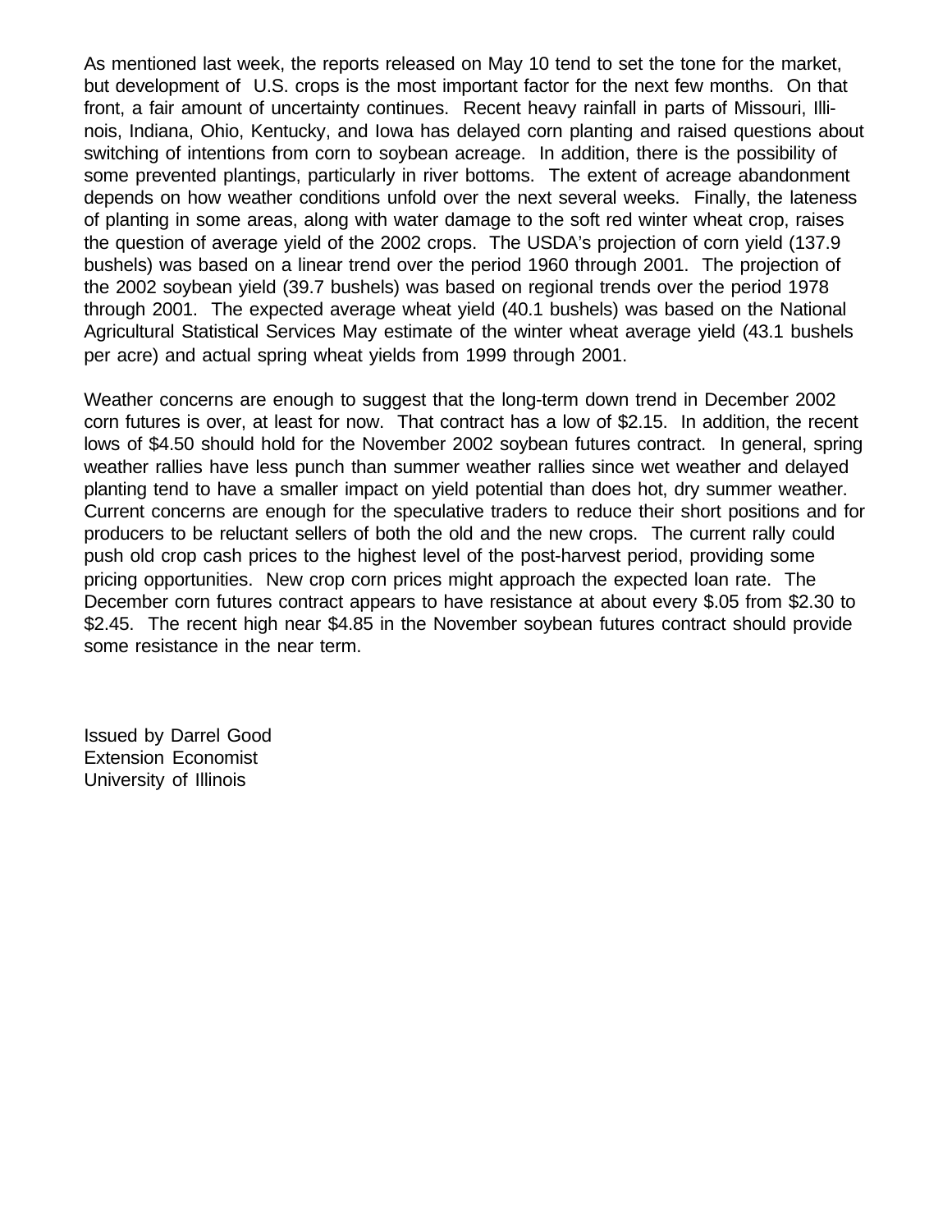As mentioned last week, the reports released on May 10 tend to set the tone for the market, but development of U.S. crops is the most important factor for the next few months. On that front, a fair amount of uncertainty continues. Recent heavy rainfall in parts of Missouri, Illinois, Indiana, Ohio, Kentucky, and Iowa has delayed corn planting and raised questions about switching of intentions from corn to soybean acreage. In addition, there is the possibility of some prevented plantings, particularly in river bottoms. The extent of acreage abandonment depends on how weather conditions unfold over the next several weeks. Finally, the lateness of planting in some areas, along with water damage to the soft red winter wheat crop, raises the question of average yield of the 2002 crops. The USDA's projection of corn yield (137.9 bushels) was based on a linear trend over the period 1960 through 2001. The projection of the 2002 soybean yield (39.7 bushels) was based on regional trends over the period 1978 through 2001. The expected average wheat yield (40.1 bushels) was based on the National Agricultural Statistical Services May estimate of the winter wheat average yield (43.1 bushels per acre) and actual spring wheat yields from 1999 through 2001.

Weather concerns are enough to suggest that the long-term down trend in December 2002 corn futures is over, at least for now. That contract has a low of $2.15. In addition, the recent lows of $4.50 should hold for the November 2002 soybean futures contract. In general, spring weather rallies have less punch than summer weather rallies since wet weather and delayed planting tend to have a smaller impact on yield potential than does hot, dry summer weather. Current concerns are enough for the speculative traders to reduce their short positions and for producers to be reluctant sellers of both the old and the new crops. The current rally could push old crop cash prices to the highest level of the post-harvest period, providing some pricing opportunities. New crop corn prices might approach the expected loan rate. The December corn futures contract appears to have resistance at about every $.05 from $2.30 to $2.45. The recent high near $4.85 in the November soybean futures contract should provide some resistance in the near term.

Issued by Darrel Good
Extension Economist
University of Illinois